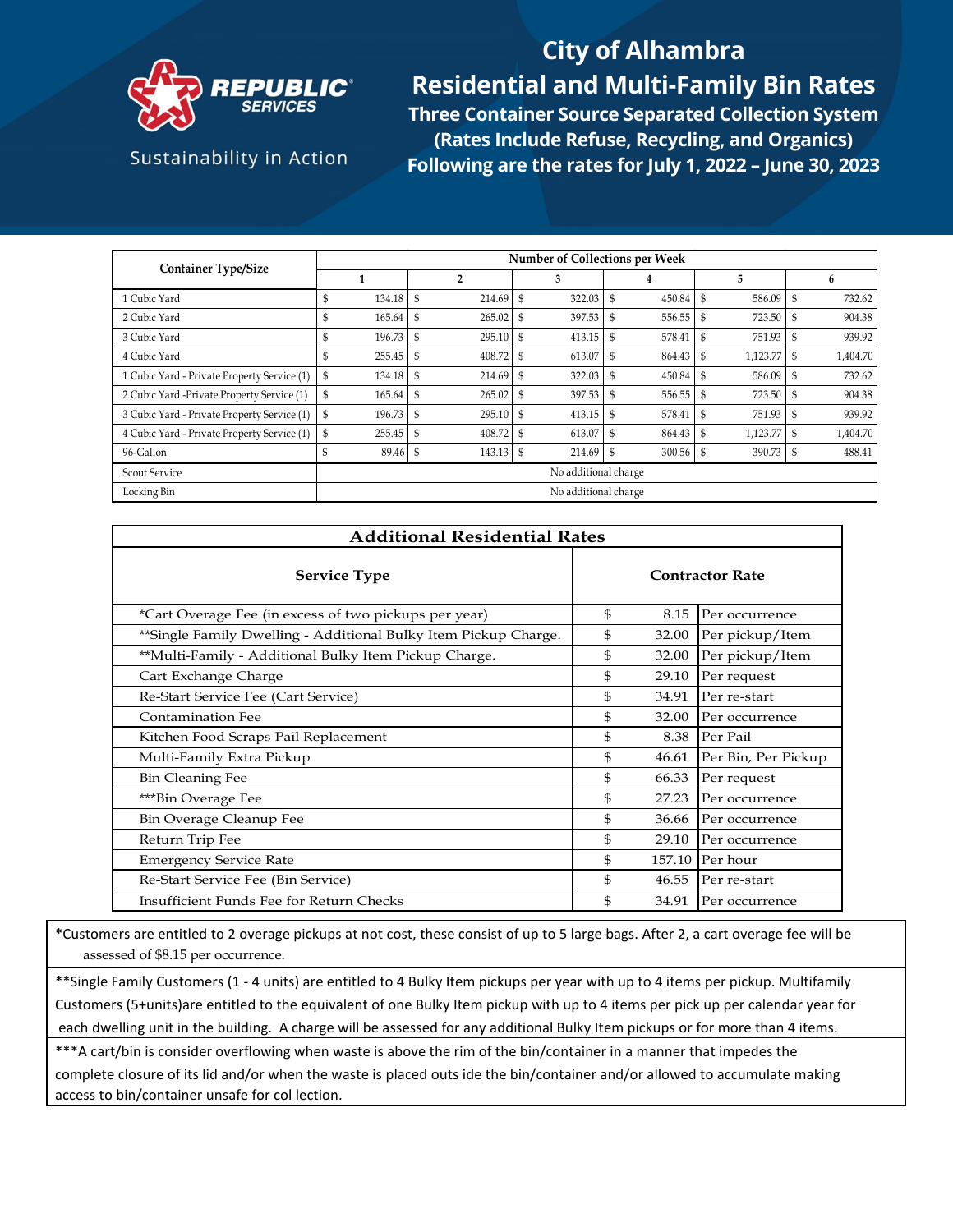REPUBLIC SERVICES

Sustainability in Action

# City of Alhambra
# Residential and Multi-Family Bin Rates

### Three Container Source Separated Collection System
### (Rates Include Refuse, Recycling, and Organics)
### Following are the rates for July 1, 2022 – June 30, 2023

| Container Type/Size | Number of Collections per Week | | | | | |
|---|---|---|---|---|---|---|
| | 1 | 2 | 3 | 4 | 5 | 6 |
| 1 Cubic Yard | $ 134.18 | $ 214.69 | $ 322.03 | $ 450.84 | $ 586.09 | $ 732.62 |
| 2 Cubic Yard | $ 165.64 | $ 265.02 | $ 397.53 | $ 556.55 | $ 723.50 | $ 904.38 |
| 3 Cubic Yard | $ 196.73 | $ 295.10 | $ 413.15 | $ 578.41 | $ 751.93 | $ 939.92 |
| 4 Cubic Yard | $ 255.45 | $ 408.72 | $ 613.07 | $ 864.43 | $ 1,123.77 | $ 1,404.70 |
| 1 Cubic Yard - Private Property Service (1) | $ 134.18 | $ 214.69 | $ 322.03 | $ 450.84 | $ 586.09 | $ 732.62 |
| 2 Cubic Yard -Private Property Service (1) | $ 165.64 | $ 265.02 | $ 397.53 | $ 556.55 | $ 723.50 | $ 904.38 |
| 3 Cubic Yard - Private Property Service (1) | $ 196.73 | $ 295.10 | $ 413.15 | $ 578.41 | $ 751.93 | $ 939.92 |
| 4 Cubic Yard - Private Property Service (1) | $ 255.45 | $ 408.72 | $ 613.07 | $ 864.43 | $ 1,123.77 | $ 1,404.70 |
| 96-Gallon | $ 89.46 | $ 143.13 | $ 214.69 | $ 300.56 | $ 390.73 | $ 488.41 |
| Scout Service | No additional charge | | | | | |
| Locking Bin | No additional charge | | | | | |

| Additional Residential Rates | | |
|---|---|---|
| **Service Type** | **Contractor Rate** | |
| *Cart Overage Fee (in excess of two pickups per year) | $ 8.15 | Per occurrence |
| **Single Family Dwelling - Additional Bulky Item Pickup Charge. | $ 32.00 | Per pickup/Item |
| **Multi-Family - Additional Bulky Item Pickup Charge. | $ 32.00 | Per pickup/Item |
| Cart Exchange Charge | $ 29.10 | Per request |
| Re-Start Service Fee (Cart Service) | $ 34.91 | Per re-start |
| Contamination Fee | $ 32.00 | Per occurrence |
| Kitchen Food Scraps Pail Replacement | $ 8.38 | Per Pail |
| Multi-Family Extra Pickup | $ 46.61 | Per Bin, Per Pickup |
| Bin Cleaning Fee | $ 66.33 | Per request |
| ***Bin Overage Fee | $ 27.23 | Per occurrence |
| Bin Overage Cleanup Fee | $ 36.66 | Per occurrence |
| Return Trip Fee | $ 29.10 | Per occurrence |
| Emergency Service Rate | $ 157.10 | Per hour |
| Re-Start Service Fee (Bin Service) | $ 46.55 | Per re-start |
| Insufficient Funds Fee for Return Checks | $ 34.91 | Per occurrence |

*Customers are entitled to 2 overage pickups at not cost, these consist of up to 5 large bags. After 2, a cart overage fee will be assessed of $8.15 per occurrence.

**Single Family Customers (1 - 4 units) are entitled to 4 Bulky Item pickups per year with up to 4 items per pickup. Multifamily Customers (5+units)are entitled to the equivalent of one Bulky Item pickup with up to 4 items per pick up per calendar year for each dwelling unit in the building. A charge will be assessed for any additional Bulky Item pickups or for more than 4 items.

***A cart/bin is consider overflowing when waste is above the rim of the bin/container in a manner that impedes the complete closure of its lid and/or when the waste is placed outs ide the bin/container and/or allowed to accumulate making access to bin/container unsafe for col lection.